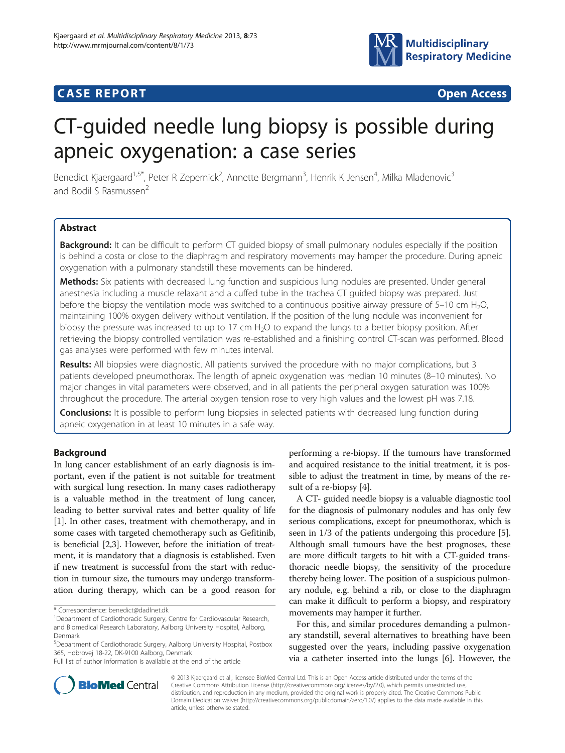CASE REPORT Open Access

# CT-guided needle lung biopsy is possible during apneic oxygenation: a case series

Benedict Kjaergaard[1,5*], Peter R Zepernick[2], Annette Bergmann[3], Henrik K Jensen[4], Milka Mladenovic[3] and Bodil S Rasmussen[2]

## Abstract

**Background:** It can be difficult to perform CT guided biopsy of small pulmonary nodules especially if the position is behind a costa or close to the diaphragm and respiratory movements may hamper the procedure. During apneic oxygenation with a pulmonary standstill these movements can be hindered.

**Methods:** Six patients with decreased lung function and suspicious lung nodules are presented. Under general anesthesia including a muscle relaxant and a cuffed tube in the trachea CT guided biopsy was prepared. Just before the biopsy the ventilation mode was switched to a continuous positive airway pressure of 5–10 cm $H_2O$, maintaining 100% oxygen delivery without ventilation. If the position of the lung nodule was inconvenient for biopsy the pressure was increased to up to 17 cm $H_2O$ to expand the lungs to a better biopsy position. After retrieving the biopsy controlled ventilation was re-established and a finishing control CT-scan was performed. Blood gas analyses were performed with few minutes interval.

**Results:** All biopsies were diagnostic. All patients survived the procedure with no major complications, but 3 patients developed pneumothorax. The length of apneic oxygenation was median 10 minutes (8–10 minutes). No major changes in vital parameters were observed, and in all patients the peripheral oxygen saturation was 100% throughout the procedure. The arterial oxygen tension rose to very high values and the lowest pH was 7.18.

**Conclusions:** It is possible to perform lung biopsies in selected patients with decreased lung function during apneic oxygenation in at least 10 minutes in a safe way.

## Background

In lung cancer establishment of an early diagnosis is important, even if the patient is not suitable for treatment with surgical lung resection. In many cases radiotherapy is a valuable method in the treatment of lung cancer, leading to better survival rates and better quality of life [1]. In other cases, treatment with chemotherapy, and in some cases with targeted chemotherapy such as Gefitinib, is beneficial [2,3]. However, before the initiation of treatment, it is mandatory that a diagnosis is established. Even if new treatment is successful from the start with reduction in tumour size, the tumours may undergo transformation during therapy, which can be a good reason for performing a re-biopsy. If the tumours have transformed and acquired resistance to the initial treatment, it is possible to adjust the treatment in time, by means of the result of a re-biopsy [4].

A CT- guided needle biopsy is a valuable diagnostic tool for the diagnosis of pulmonary nodules and has only few serious complications, except for pneumothorax, which is seen in 1/3 of the patients undergoing this procedure [5]. Although small tumours have the best prognoses, these are more difficult targets to hit with a CT-guided transthoracic needle biopsy, the sensitivity of the procedure thereby being lower. The position of a suspicious pulmonary nodule, e.g. behind a rib, or close to the diaphragm can make it difficult to perform a biopsy, and respiratory movements may hamper it further.

For this, and similar procedures demanding a pulmonary standstill, several alternatives to breathing have been suggested over the years, including passive oxygenation via a catheter inserted into the lungs [6]. However, the

\* Correspondence: benedict@dadlnet.dk

[1]Department of Cardiothoracic Surgery, Centre for Cardiovascular Research, and Biomedical Research Laboratory, Aalborg University Hospital, Aalborg, Denmark

[5]Department of Cardiothoracic Surgery, Aalborg University Hospital, Postbox 365, Hobrovej 18-22, DK-9100 Aalborg, Denmark

Full list of author information is available at the end of the article

© 2013 Kjaergaard et al.; licensee BioMed Central Ltd. This is an Open Access article distributed under the terms of the Creative Commons Attribution License (http://creativecommons.org/licenses/by/2.0), which permits unrestricted use, distribution, and reproduction in any medium, provided the original work is properly cited. The Creative Commons Public Domain Dedication waiver (http://creativecommons.org/publicdomain/zero/1.0/) applies to the data made available in this article, unless otherwise stated.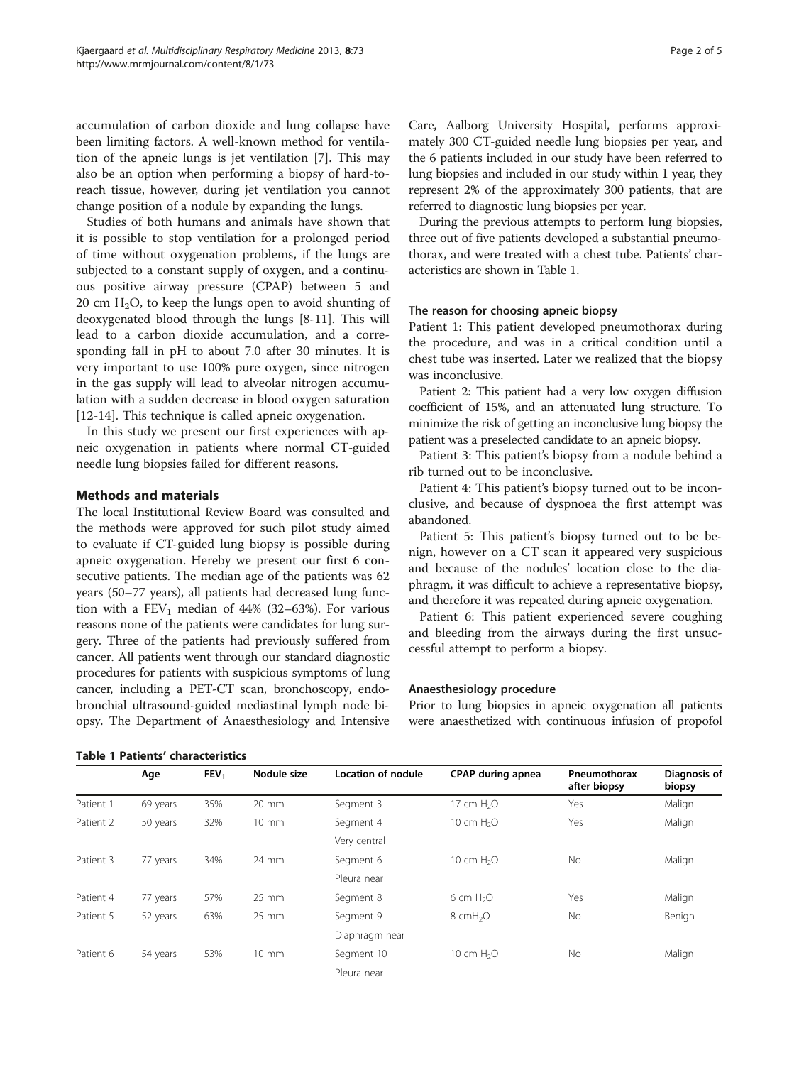accumulation of carbon dioxide and lung collapse have been limiting factors. A well-known method for ventilation of the apneic lungs is jet ventilation [7]. This may also be an option when performing a biopsy of hard-to-reach tissue, however, during jet ventilation you cannot change position of a nodule by expanding the lungs.

Studies of both humans and animals have shown that it is possible to stop ventilation for a prolonged period of time without oxygenation problems, if the lungs are subjected to a constant supply of oxygen, and a continuous positive airway pressure (CPAP) between 5 and 20 cm $H_2O$, to keep the lungs open to avoid shunting of deoxygenated blood through the lungs [8-11]. This will lead to a carbon dioxide accumulation, and a corresponding fall in pH to about 7.0 after 30 minutes. It is very important to use 100% pure oxygen, since nitrogen in the gas supply will lead to alveolar nitrogen accumulation with a sudden decrease in blood oxygen saturation [12-14]. This technique is called apneic oxygenation.

In this study we present our first experiences with apneic oxygenation in patients where normal CT-guided needle lung biopsies failed for different reasons.

## Methods and materials

The local Institutional Review Board was consulted and the methods were approved for such pilot study aimed to evaluate if CT-guided lung biopsy is possible during apneic oxygenation. Hereby we present our first 6 consecutive patients. The median age of the patients was 62 years (50–77 years), all patients had decreased lung function with a $FEV_1$ median of 44% (32–63%). For various reasons none of the patients were candidates for lung surgery. Three of the patients had previously suffered from cancer. All patients went through our standard diagnostic procedures for patients with suspicious symptoms of lung cancer, including a PET-CT scan, bronchoscopy, endobronchial ultrasound-guided mediastinal lymph node biopsy. The Department of Anaesthesiology and Intensive Care, Aalborg University Hospital, performs approximately 300 CT-guided needle lung biopsies per year, and the 6 patients included in our study have been referred to lung biopsies and included in our study within 1 year, they represent 2% of the approximately 300 patients, that are referred to diagnostic lung biopsies per year.

During the previous attempts to perform lung biopsies, three out of five patients developed a substantial pneumothorax, and were treated with a chest tube. Patients' characteristics are shown in Table 1.

### The reason for choosing apneic biopsy

Patient 1: This patient developed pneumothorax during the procedure, and was in a critical condition until a chest tube was inserted. Later we realized that the biopsy was inconclusive.

Patient 2: This patient had a very low oxygen diffusion coefficient of 15%, and an attenuated lung structure. To minimize the risk of getting an inconclusive lung biopsy the patient was a preselected candidate to an apneic biopsy.

Patient 3: This patient's biopsy from a nodule behind a rib turned out to be inconclusive.

Patient 4: This patient's biopsy turned out to be inconclusive, and because of dyspnoea the first attempt was abandoned.

Patient 5: This patient's biopsy turned out to be benign, however on a CT scan it appeared very suspicious and because of the nodules' location close to the diaphragm, it was difficult to achieve a representative biopsy, and therefore it was repeated during apneic oxygenation.

Patient 6: This patient experienced severe coughing and bleeding from the airways during the first unsuccessful attempt to perform a biopsy.

### Anaesthesiology procedure

Prior to lung biopsies in apneic oxygenation all patients were anaesthetized with continuous infusion of propofol

**Table 1 Patients' characteristics**

| | Age | $FEV_1$ | Nodule size | Location of nodule | CPAP during apnea | Pneumothorax after biopsy | Diagnosis of biopsy |
|---|---|---|---|---|---|---|---|
| Patient 1 | 69 years | 35% | 20 mm | Segment 3 | 17 cm $H_2O$ | Yes | Malign |
| Patient 2 | 50 years | 32% | 10 mm | Segment 4<br>Very central | 10 cm $H_2O$ | Yes | Malign |
| Patient 3 | 77 years | 34% | 24 mm | Segment 6<br>Pleura near | 10 cm $H_2O$ | No | Malign |
| Patient 4 | 77 years | 57% | 25 mm | Segment 8 | 6 cm $H_2O$ | Yes | Malign |
| Patient 5 | 52 years | 63% | 25 mm | Segment 9<br>Diaphragm near | 8 cm$H_2O$ | No | Benign |
| Patient 6 | 54 years | 53% | 10 mm | Segment 10<br>Pleura near | 10 cm $H_2O$ | No | Malign |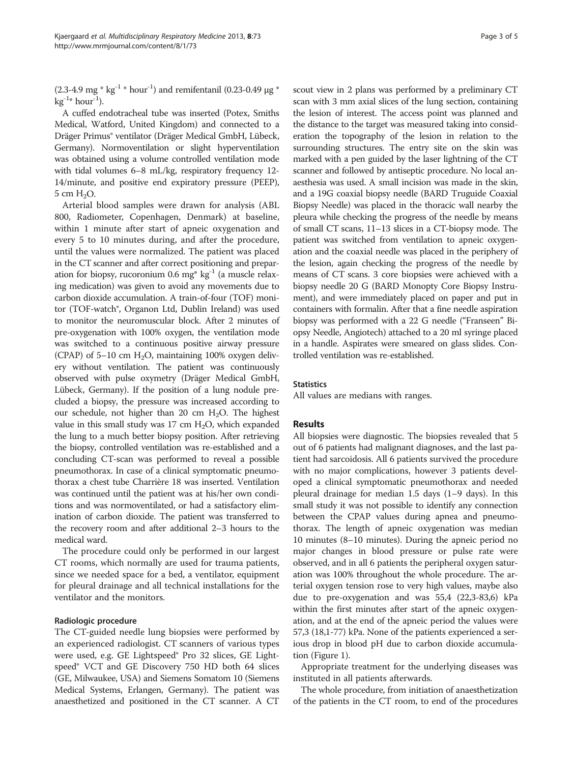(2.3-4.9 mg * $kg^{-1}$ * $hour^{-1}$) and remifentanil (0.23-0.49 μg * $kg^{-1}$* $hour^{-1}$).

A cuffed endotracheal tube was inserted (Potex, Smiths Medical, Watford, United Kingdom) and connected to a Dräger Primus® ventilator (Dräger Medical GmbH, Lübeck, Germany). Normoventilation or slight hyperventilation was obtained using a volume controlled ventilation mode with tidal volumes 6–8 mL/kg, respiratory frequency 12-14/minute, and positive end expiratory pressure (PEEP), 5 cm $H_2O$.

Arterial blood samples were drawn for analysis (ABL 800, Radiometer, Copenhagen, Denmark) at baseline, within 1 minute after start of apneic oxygenation and every 5 to 10 minutes during, and after the procedure, until the values were normalized. The patient was placed in the CT scanner and after correct positioning and preparation for biopsy, rucoronium 0.6 mg* $kg^{-1}$ (a muscle relaxing medication) was given to avoid any movements due to carbon dioxide accumulation. A train-of-four (TOF) monitor (TOF-watch®, Organon Ltd, Dublin Ireland) was used to monitor the neuromuscular block. After 2 minutes of pre-oxygenation with 100% oxygen, the ventilation mode was switched to a continuous positive airway pressure (CPAP) of 5–10 cm $H_2O$, maintaining 100% oxygen delivery without ventilation. The patient was continuously observed with pulse oxymetry (Dräger Medical GmbH, Lübeck, Germany). If the position of a lung nodule precluded a biopsy, the pressure was increased according to our schedule, not higher than 20 cm $H_2O$. The highest value in this small study was 17 cm $H_2O$, which expanded the lung to a much better biopsy position. After retrieving the biopsy, controlled ventilation was re-established and a concluding CT-scan was performed to reveal a possible pneumothorax. In case of a clinical symptomatic pneumothorax a chest tube Charrière 18 was inserted. Ventilation was continued until the patient was at his/her own conditions and was normoventilated, or had a satisfactory elimination of carbon dioxide. The patient was transferred to the recovery room and after additional 2–3 hours to the medical ward.

The procedure could only be performed in our largest CT rooms, which normally are used for trauma patients, since we needed space for a bed, a ventilator, equipment for pleural drainage and all technical installations for the ventilator and the monitors.

### Radiologic procedure

The CT-guided needle lung biopsies were performed by an experienced radiologist. CT scanners of various types were used, e.g. GE Lightspeed® Pro 32 slices, GE Lightspeed® VCT and GE Discovery 750 HD both 64 slices (GE, Milwaukee, USA) and Siemens Somatom 10 (Siemens Medical Systems, Erlangen, Germany). The patient was anaesthetized and positioned in the CT scanner. A CT scout view in 2 plans was performed by a preliminary CT scan with 3 mm axial slices of the lung section, containing the lesion of interest. The access point was planned and the distance to the target was measured taking into consideration the topography of the lesion in relation to the surrounding structures. The entry site on the skin was marked with a pen guided by the laser lightning of the CT scanner and followed by antiseptic procedure. No local anaesthesia was used. A small incision was made in the skin, and a 19G coaxial biopsy needle (BARD Truguide Coaxial Biopsy Needle) was placed in the thoracic wall nearby the pleura while checking the progress of the needle by means of small CT scans, 11–13 slices in a CT-biopsy mode. The patient was switched from ventilation to apneic oxygenation and the coaxial needle was placed in the periphery of the lesion, again checking the progress of the needle by means of CT scans. 3 core biopsies were achieved with a biopsy needle 20 G (BARD Monopty Core Biopsy Instrument), and were immediately placed on paper and put in containers with formalin. After that a fine needle aspiration biopsy was performed with a 22 G needle ("Franseen" Biopsy Needle, Angiotech) attached to a 20 ml syringe placed in a handle. Aspirates were smeared on glass slides. Controlled ventilation was re-established.

### Statistics

All values are medians with ranges.

## Results

All biopsies were diagnostic. The biopsies revealed that 5 out of 6 patients had malignant diagnoses, and the last patient had sarcoidosis. All 6 patients survived the procedure with no major complications, however 3 patients developed a clinical symptomatic pneumothorax and needed pleural drainage for median 1.5 days (1–9 days). In this small study it was not possible to identify any connection between the CPAP values during apnea and pneumothorax. The length of apneic oxygenation was median 10 minutes (8–10 minutes). During the apneic period no major changes in blood pressure or pulse rate were observed, and in all 6 patients the peripheral oxygen saturation was 100% throughout the whole procedure. The arterial oxygen tension rose to very high values, maybe also due to pre-oxygenation and was 55,4 (22,3-83,6) kPa within the first minutes after start of the apneic oxygenation, and at the end of the apneic period the values were 57,3 (18,1-77) kPa. None of the patients experienced a serious drop in blood pH due to carbon dioxide accumulation (Figure 1).

Appropriate treatment for the underlying diseases was instituted in all patients afterwards.

The whole procedure, from initiation of anaesthetization of the patients in the CT room, to end of the procedures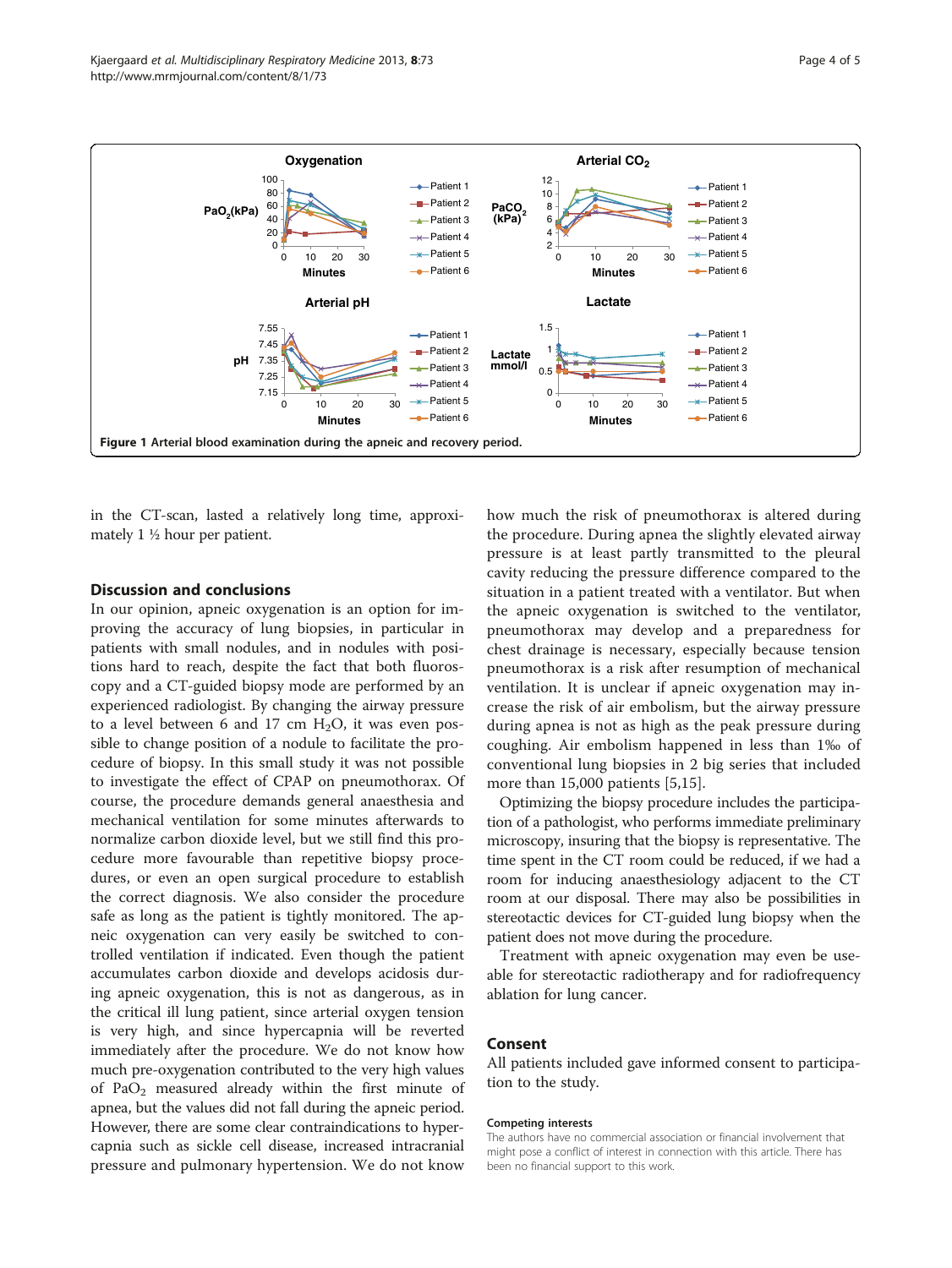**Figure 1 Arterial blood examination during the apneic and recovery period.**

in the CT-scan, lasted a relatively long time, approximately 1 ½ hour per patient.

## Discussion and conclusions

In our opinion, apneic oxygenation is an option for improving the accuracy of lung biopsies, in particular in patients with small nodules, and in nodules with positions hard to reach, despite the fact that both fluoroscopy and a CT-guided biopsy mode are performed by an experienced radiologist. By changing the airway pressure to a level between 6 and 17 cm $H_2O$, it was even possible to change position of a nodule to facilitate the procedure of biopsy. In this small study it was not possible to investigate the effect of CPAP on pneumothorax. Of course, the procedure demands general anaesthesia and mechanical ventilation for some minutes afterwards to normalize carbon dioxide level, but we still find this procedure more favourable than repetitive biopsy procedures, or even an open surgical procedure to establish the correct diagnosis. We also consider the procedure safe as long as the patient is tightly monitored. The apneic oxygenation can very easily be switched to controlled ventilation if indicated. Even though the patient accumulates carbon dioxide and develops acidosis during apneic oxygenation, this is not as dangerous, as in the critical ill lung patient, since arterial oxygen tension is very high, and since hypercapnia will be reverted immediately after the procedure. We do not know how much pre-oxygenation contributed to the very high values of $PaO_2$ measured already within the first minute of apnea, but the values did not fall during the apneic period. However, there are some clear contraindications to hypercapnia such as sickle cell disease, increased intracranial pressure and pulmonary hypertension. We do not know how much the risk of pneumothorax is altered during the procedure. During apnea the slightly elevated airway pressure is at least partly transmitted to the pleural cavity reducing the pressure difference compared to the situation in a patient treated with a ventilator. But when the apneic oxygenation is switched to the ventilator, pneumothorax may develop and a preparedness for chest drainage is necessary, especially because tension pneumothorax is a risk after resumption of mechanical ventilation. It is unclear if apneic oxygenation may increase the risk of air embolism, but the airway pressure during apnea is not as high as the peak pressure during coughing. Air embolism happened in less than 1‰ of conventional lung biopsies in 2 big series that included more than 15,000 patients [5,15].

Optimizing the biopsy procedure includes the participation of a pathologist, who performs immediate preliminary microscopy, insuring that the biopsy is representative. The time spent in the CT room could be reduced, if we had a room for inducing anaesthesiology adjacent to the CT room at our disposal. There may also be possibilities in stereotactic devices for CT-guided lung biopsy when the patient does not move during the procedure.

Treatment with apneic oxygenation may even be useable for stereotactic radiotherapy and for radiofrequency ablation for lung cancer.

## Consent

All patients included gave informed consent to participation to the study.

#### Competing interests

The authors have no commercial association or financial involvement that might pose a conflict of interest in connection with this article. There has been no financial support to this work.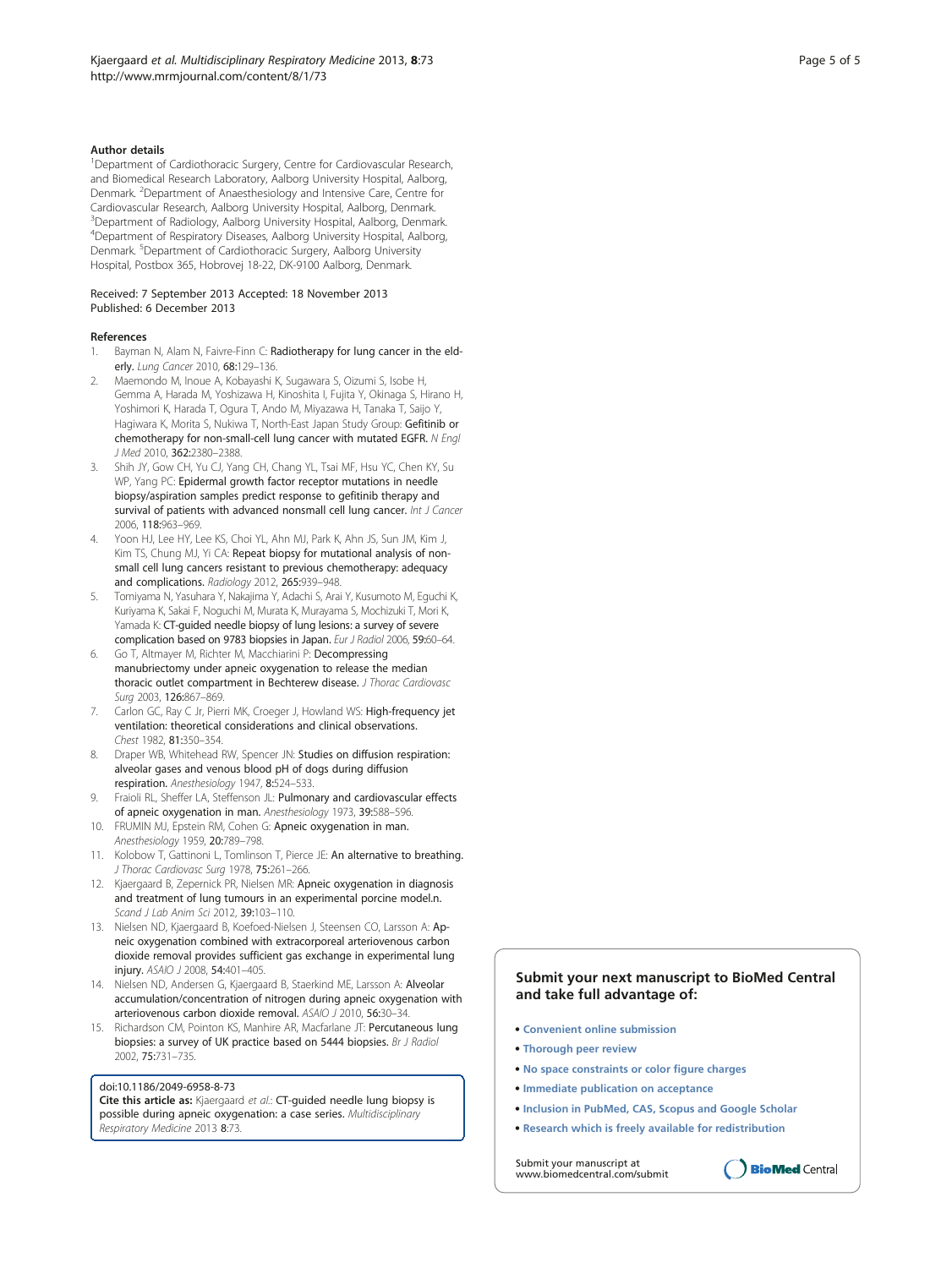#### Author details

[1]Department of Cardiothoracic Surgery, Centre for Cardiovascular Research, and Biomedical Research Laboratory, Aalborg University Hospital, Aalborg, Denmark. [2]Department of Anaesthesiology and Intensive Care, Centre for Cardiovascular Research, Aalborg University Hospital, Aalborg, Denmark. [3]Department of Radiology, Aalborg University Hospital, Aalborg, Denmark. [4]Department of Respiratory Diseases, Aalborg University Hospital, Aalborg, Denmark. [5]Department of Cardiothoracic Surgery, Aalborg University Hospital, Postbox 365, Hobrovej 18-22, DK-9100 Aalborg, Denmark.

Received: 7 September 2013 Accepted: 18 November 2013
Published: 6 December 2013

#### References

1. Bayman N, Alam N, Faivre-Finn C: **Radiotherapy for lung cancer in the elderly.** *Lung Cancer* 2010, **68:**129–136.
2. Maemondo M, Inoue A, Kobayashi K, Sugawara S, Oizumi S, Isobe H, Gemma A, Harada M, Yoshizawa H, Kinoshita I, Fujita Y, Okinaga S, Hirano H, Yoshimori K, Harada T, Ogura T, Ando M, Miyazawa H, Tanaka T, Saijo Y, Hagiwara K, Morita S, Nukiwa T, North-East Japan Study Group: **Gefitinib or chemotherapy for non-small-cell lung cancer with mutated EGFR.** *N Engl J Med* 2010, **362:**2380–2388.
3. Shih JY, Gow CH, Yu CJ, Yang CH, Chang YL, Tsai MF, Hsu YC, Chen KY, Su WP, Yang PC: **Epidermal growth factor receptor mutations in needle biopsy/aspiration samples predict response to gefitinib therapy and survival of patients with advanced nonsmall cell lung cancer.** *Int J Cancer* 2006, **118:**963–969.
4. Yoon HJ, Lee HY, Lee KS, Choi YL, Ahn MJ, Park K, Ahn JS, Sun JM, Kim J, Kim TS, Chung MJ, Yi CA: **Repeat biopsy for mutational analysis of non-small cell lung cancers resistant to previous chemotherapy: adequacy and complications.** *Radiology* 2012, **265:**939–948.
5. Tomiyama N, Yasuhara Y, Nakajima Y, Adachi S, Arai Y, Kusumoto M, Eguchi K, Kuriyama K, Sakai F, Noguchi M, Murata K, Murayama S, Mochizuki T, Mori K, Yamada K: **CT-guided needle biopsy of lung lesions: a survey of severe complication based on 9783 biopsies in Japan.** *Eur J Radiol* 2006, **59:**60–64.
6. Go T, Altmayer M, Richter M, Macchiarini P: **Decompressing manubriectomy under apneic oxygenation to release the median thoracic outlet compartment in Bechterew disease.** *J Thorac Cardiovasc Surg* 2003, **126:**867–869.
7. Carlon GC, Ray C Jr, Pierri MK, Croeger J, Howland WS: **High-frequency jet ventilation: theoretical considerations and clinical observations.** *Chest* 1982, **81:**350–354.
8. Draper WB, Whitehead RW, Spencer JN: **Studies on diffusion respiration: alveolar gases and venous blood pH of dogs during diffusion respiration.** *Anesthesiology* 1947, **8:**524–533.
9. Fraioli RL, Sheffer LA, Steffenson JL: **Pulmonary and cardiovascular effects of apneic oxygenation in man.** *Anesthesiology* 1973, **39:**588–596.
10. FRUMIN MJ, Epstein RM, Cohen G: **Apneic oxygenation in man.** *Anesthesiology* 1959, **20:**789–798.
11. Kolobow T, Gattinoni L, Tomlinson T, Pierce JE: **An alternative to breathing.** *J Thorac Cardiovasc Surg* 1978, **75:**261–266.
12. Kjaergaard B, Zepernick PR, Nielsen MR: **Apneic oxygenation in diagnosis and treatment of lung tumours in an experimental porcine model.n.** *Scand J Lab Anim Sci* 2012, **39:**103–110.
13. Nielsen ND, Kjaergaard B, Koefoed-Nielsen J, Steensen CO, Larsson A: **Apneic oxygenation combined with extracorporeal arteriovenous carbon dioxide removal provides sufficient gas exchange in experimental lung injury.** *ASAIO J* 2008, **54:**401–405.
14. Nielsen ND, Andersen G, Kjaergaard B, Staerkind ME, Larsson A: **Alveolar accumulation/concentration of nitrogen during apneic oxygenation with arteriovenous carbon dioxide removal.** *ASAIO J* 2010, **56:**30–34.
15. Richardson CM, Pointon KS, Manhire AR, Macfarlane JT: **Percutaneous lung biopsies: a survey of UK practice based on 5444 biopsies.** *Br J Radiol* 2002, **75:**731–735.

doi:10.1186/2049-6958-8-73
**Cite this article as:** Kjaergaard *et al.*: CT-guided needle lung biopsy is possible during apneic oxygenation: a case series. *Multidisciplinary Respiratory Medicine* 2013 **8**:73.

**Submit your next manuscript to BioMed Central and take full advantage of:**

- **Convenient online submission**
- **Thorough peer review**
- **No space constraints or color figure charges**
- **Immediate publication on acceptance**
- **Inclusion in PubMed, CAS, Scopus and Google Scholar**
- **Research which is freely available for redistribution**

Submit your manuscript at
www.biomedcentral.com/submit

BioMed Central